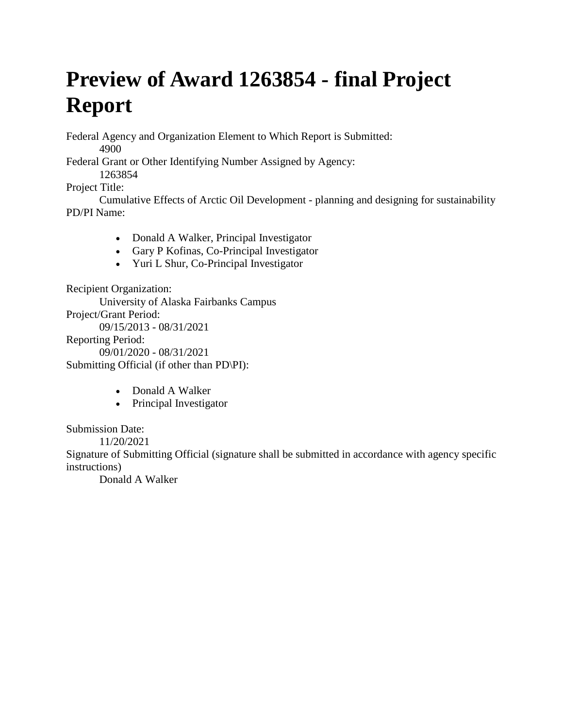# Preview of Award 1263854 - final Project Report

Federal Agency and Organization Element to Which Report is Submitted:
    4900
Federal Grant or Other Identifying Number Assigned by Agency:
    1263854
Project Title:
    Cumulative Effects of Arctic Oil Development - planning and designing for sustainability
PD/PI Name:

- Donald A Walker, Principal Investigator
- Gary P Kofinas, Co-Principal Investigator
- Yuri L Shur, Co-Principal Investigator

Recipient Organization:
    University of Alaska Fairbanks Campus
Project/Grant Period:
    09/15/2013 - 08/31/2021
Reporting Period:
    09/01/2020 - 08/31/2021
Submitting Official (if other than PD\PI):

- Donald A Walker
- Principal Investigator

Submission Date:
    11/20/2021
Signature of Submitting Official (signature shall be submitted in accordance with agency specific instructions)
    Donald A Walker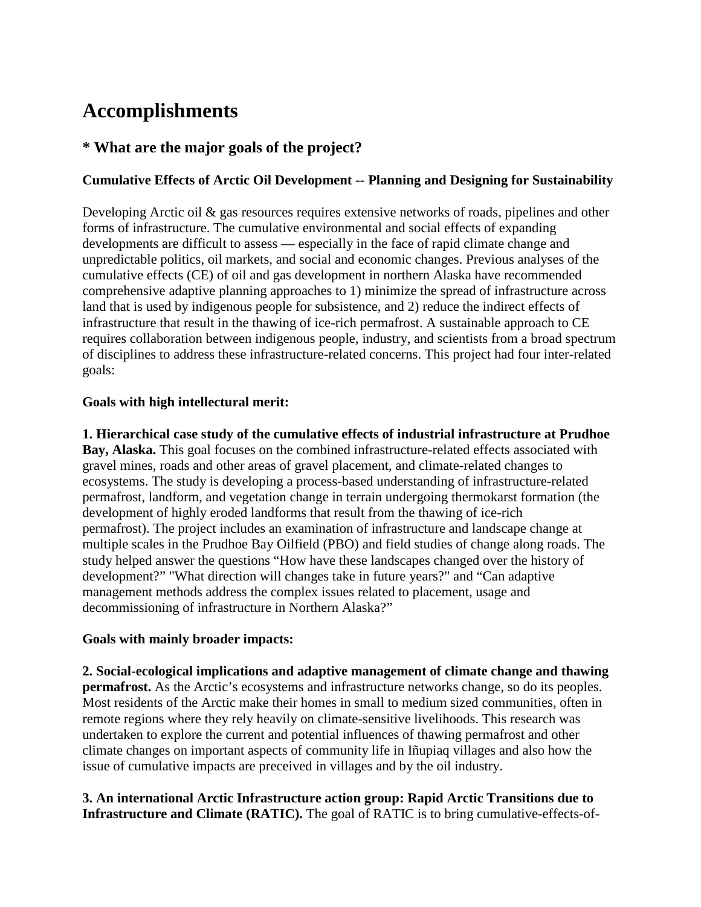# Accomplishments

## * What are the major goals of the project?

**Cumulative Effects of Arctic Oil Development -- Planning and Designing for Sustainability**

Developing Arctic oil & gas resources requires extensive networks of roads, pipelines and other forms of infrastructure. The cumulative environmental and social effects of expanding developments are difficult to assess — especially in the face of rapid climate change and unpredictable politics, oil markets, and social and economic changes. Previous analyses of the cumulative effects (CE) of oil and gas development in northern Alaska have recommended comprehensive adaptive planning approaches to 1) minimize the spread of infrastructure across land that is used by indigenous people for subsistence, and 2) reduce the indirect effects of infrastructure that result in the thawing of ice-rich permafrost. A sustainable approach to CE requires collaboration between indigenous people, industry, and scientists from a broad spectrum of disciplines to address these infrastructure-related concerns. This project had four inter-related goals:

**Goals with high intellectural merit:**

**1. Hierarchical case study of the cumulative effects of industrial infrastructure at Prudhoe Bay, Alaska.** This goal focuses on the combined infrastructure-related effects associated with gravel mines, roads and other areas of gravel placement, and climate-related changes to ecosystems. The study is developing a process-based understanding of infrastructure-related permafrost, landform, and vegetation change in terrain undergoing thermokarst formation (the development of highly eroded landforms that result from the thawing of ice-rich permafrost). The project includes an examination of infrastructure and landscape change at multiple scales in the Prudhoe Bay Oilfield (PBO) and field studies of change along roads. The study helped answer the questions "How have these landscapes changed over the history of development?" "What direction will changes take in future years?" and "Can adaptive management methods address the complex issues related to placement, usage and decommissioning of infrastructure in Northern Alaska?"

**Goals with mainly broader impacts:**

**2. Social-ecological implications and adaptive management of climate change and thawing permafrost.** As the Arctic's ecosystems and infrastructure networks change, so do its peoples. Most residents of the Arctic make their homes in small to medium sized communities, often in remote regions where they rely heavily on climate-sensitive livelihoods. This research was undertaken to explore the current and potential influences of thawing permafrost and other climate changes on important aspects of community life in Iñupiaq villages and also how the issue of cumulative impacts are preceived in villages and by the oil industry.

**3. An international Arctic Infrastructure action group: Rapid Arctic Transitions due to Infrastructure and Climate (RATIC).** The goal of RATIC is to bring cumulative-effects-of-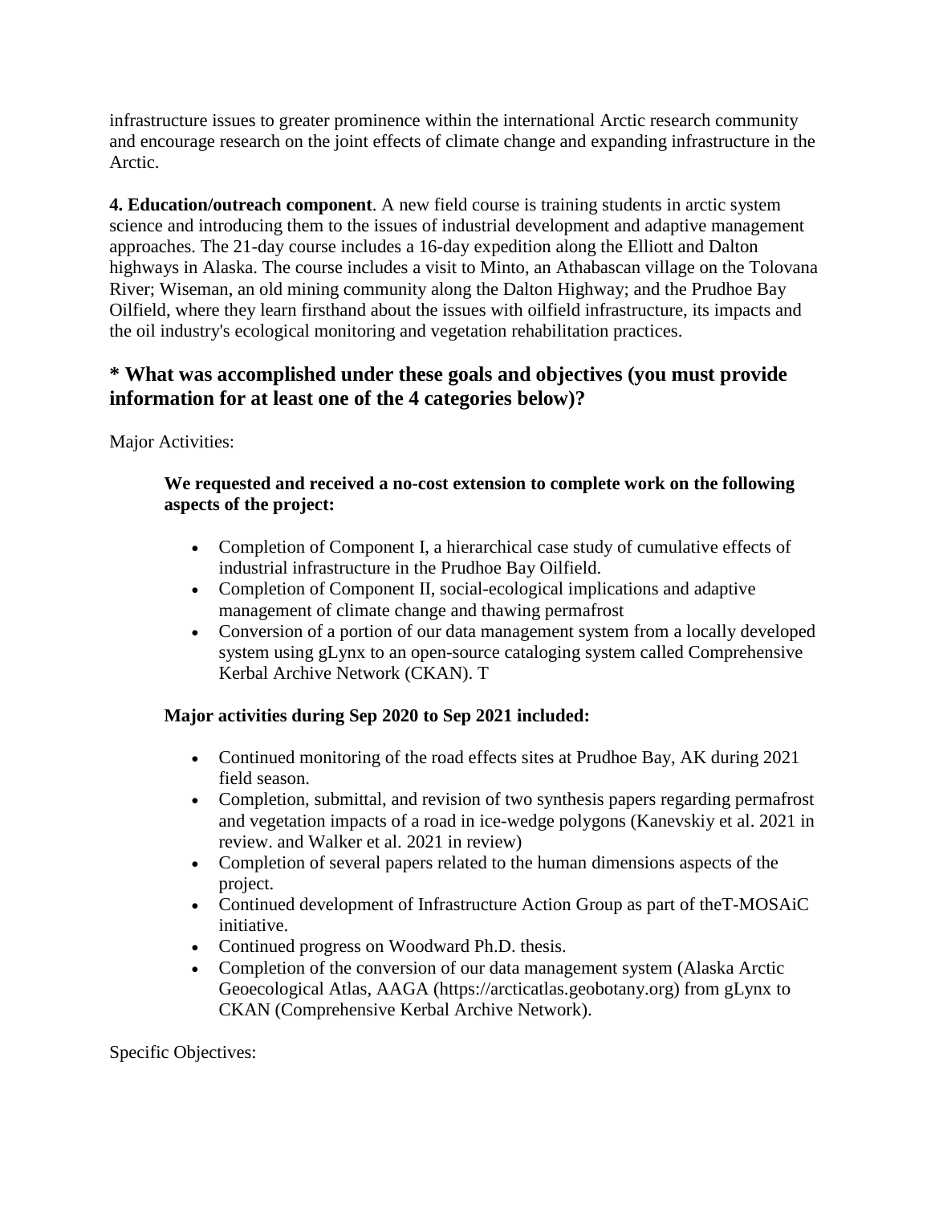infrastructure issues to greater prominence within the international Arctic research community and encourage research on the joint effects of climate change and expanding infrastructure in the Arctic.

**4. Education/outreach component**. A new field course is training students in arctic system science and introducing them to the issues of industrial development and adaptive management approaches. The 21-day course includes a 16-day expedition along the Elliott and Dalton highways in Alaska. The course includes a visit to Minto, an Athabascan village on the Tolovana River; Wiseman, an old mining community along the Dalton Highway; and the Prudhoe Bay Oilfield, where they learn firsthand about the issues with oilfield infrastructure, its impacts and the oil industry's ecological monitoring and vegetation rehabilitation practices.

## * What was accomplished under these goals and objectives (you must provide information for at least one of the 4 categories below)?

Major Activities:

**We requested and received a no-cost extension to complete work on the following aspects of the project:**

- Completion of Component I, a hierarchical case study of cumulative effects of industrial infrastructure in the Prudhoe Bay Oilfield.
- Completion of Component II, social-ecological implications and adaptive management of climate change and thawing permafrost
- Conversion of a portion of our data management system from a locally developed system using gLynx to an open-source cataloging system called Comprehensive Kerbal Archive Network (CKAN). T

**Major activities during Sep 2020 to Sep 2021 included:**

- Continued monitoring of the road effects sites at Prudhoe Bay, AK during 2021 field season.
- Completion, submittal, and revision of two synthesis papers regarding permafrost and vegetation impacts of a road in ice-wedge polygons (Kanevskiy et al. 2021 in review. and Walker et al. 2021 in review)
- Completion of several papers related to the human dimensions aspects of the project.
- Continued development of Infrastructure Action Group as part of theT-MOSAiC initiative.
- Continued progress on Woodward Ph.D. thesis.
- Completion of the conversion of our data management system (Alaska Arctic Geoecological Atlas, AAGA (https://arcticatlas.geobotany.org) from gLynx to CKAN (Comprehensive Kerbal Archive Network).

Specific Objectives: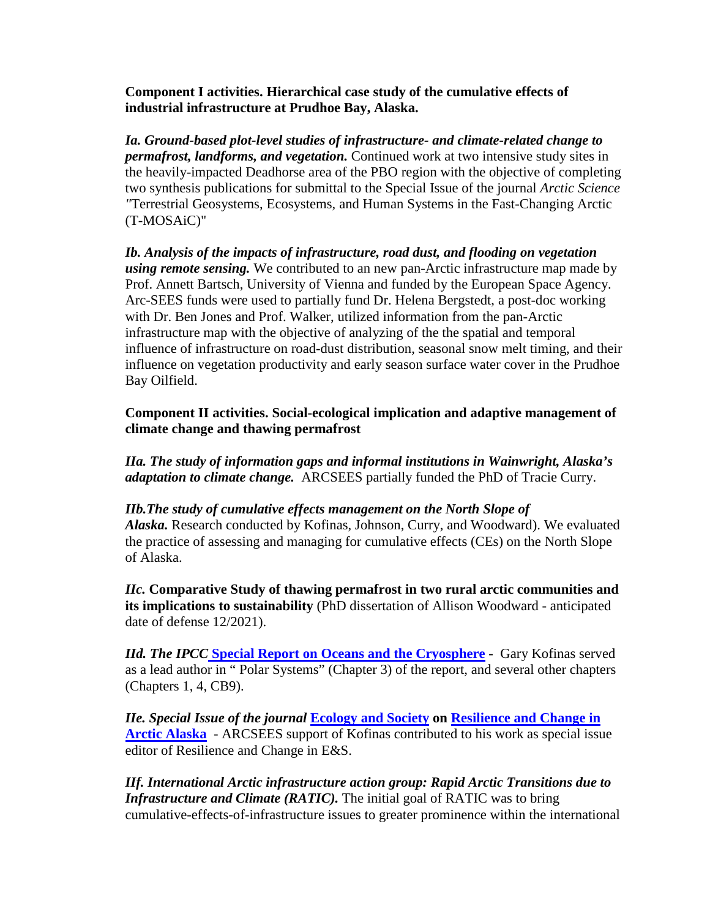**Component I activities. Hierarchical case study of the cumulative effects of industrial infrastructure at Prudhoe Bay, Alaska.**

***Ia. Ground-based plot-level studies of infrastructure- and climate-related change to permafrost, landforms, and vegetation.*** Continued work at two intensive study sites in the heavily-impacted Deadhorse area of the PBO region with the objective of completing two synthesis publications for submittal to the Special Issue of the journal *Arctic Science "*Terrestrial Geosystems, Ecosystems, and Human Systems in the Fast-Changing Arctic (T-MOSAiC)"

***Ib. Analysis of the impacts of infrastructure, road dust, and flooding on vegetation using remote sensing.*** We contributed to an new pan-Arctic infrastructure map made by Prof. Annett Bartsch, University of Vienna and funded by the European Space Agency. Arc-SEES funds were used to partially fund Dr. Helena Bergstedt, a post-doc working with Dr. Ben Jones and Prof. Walker, utilized information from the pan-Arctic infrastructure map with the objective of analyzing of the the spatial and temporal influence of infrastructure on road-dust distribution, seasonal snow melt timing, and their influence on vegetation productivity and early season surface water cover in the Prudhoe Bay Oilfield.

**Component II activities. Social-ecological implication and adaptive management of climate change and thawing permafrost**

***IIa. The study of information gaps and informal institutions in Wainwright, Alaska's adaptation to climate change.*** ARCSEES partially funded the PhD of Tracie Curry.

***IIb.The study of cumulative effects management on the North Slope of Alaska.*** Research conducted by Kofinas, Johnson, Curry, and Woodward). We evaluated the practice of assessing and managing for cumulative effects (CEs) on the North Slope of Alaska.

*IIc.* **Comparative Study of thawing permafrost in two rural arctic communities and its implications to sustainability** (PhD dissertation of Allison Woodward - anticipated date of defense 12/2021).

***IId. The IPCC* [Special Report on Oceans and the Cryosphere]** - Gary Kofinas served as a lead author in " Polar Systems" (Chapter 3) of the report, and several other chapters (Chapters 1, 4, CB9).

***IIe. Special Issue of the journal* [Ecology and Society] on [Resilience and Change in Arctic Alaska]** - ARCSEES support of Kofinas contributed to his work as special issue editor of Resilience and Change in E&S.

***IIf. International Arctic infrastructure action group: Rapid Arctic Transitions due to Infrastructure and Climate (RATIC).*** The initial goal of RATIC was to bring cumulative-effects-of-infrastructure issues to greater prominence within the international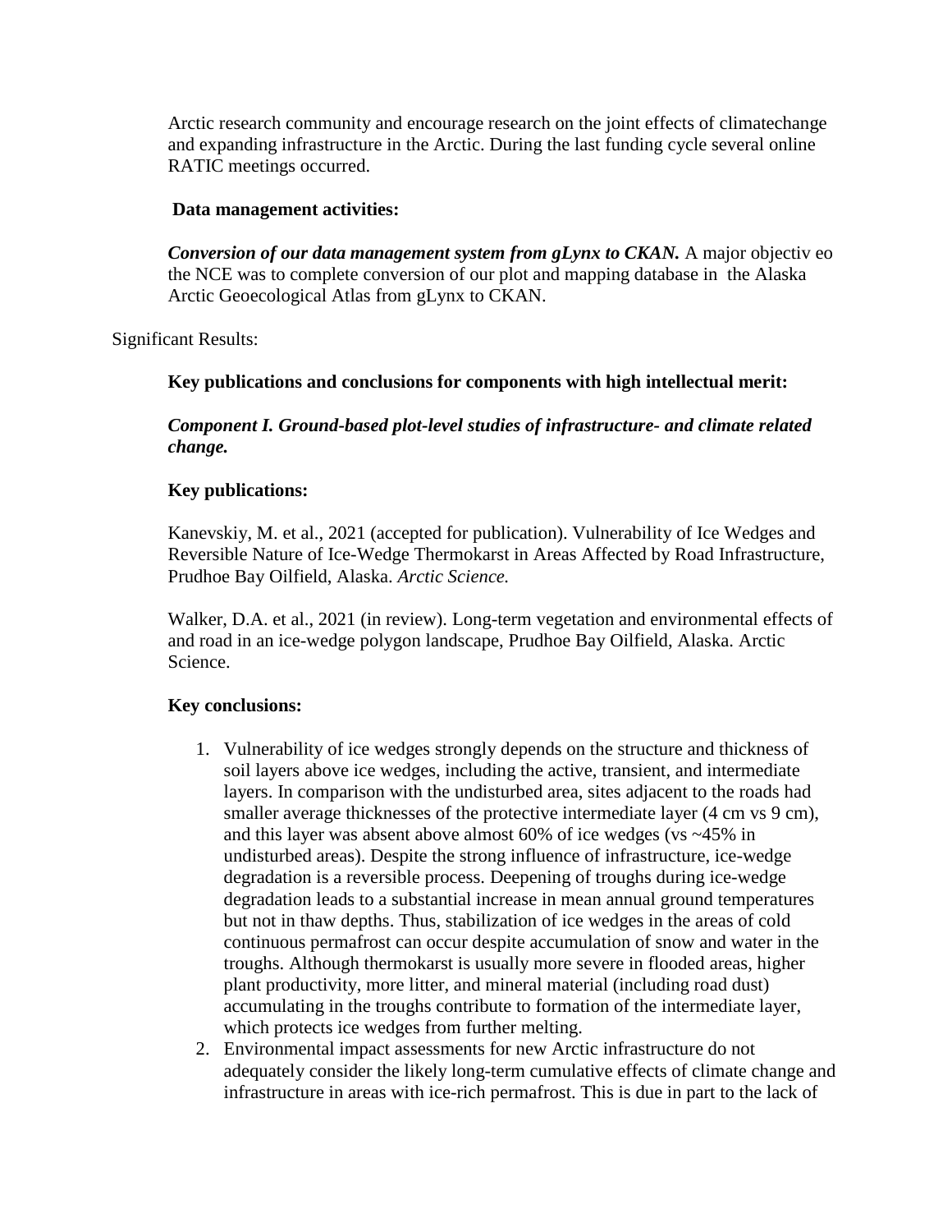Arctic research community and encourage research on the joint effects of climatechange and expanding infrastructure in the Arctic. During the last funding cycle several online RATIC meetings occurred.

**Data management activities:**

***Conversion of our data management system from gLynx to CKAN.*** A major objectiv eo the NCE was to complete conversion of our plot and mapping database in the Alaska Arctic Geoecological Atlas from gLynx to CKAN.

Significant Results:

**Key publications and conclusions for components with high intellectual merit:**

***Component I. Ground-based plot-level studies of infrastructure- and climate related change.***

**Key publications:**

Kanevskiy, M. et al., 2021 (accepted for publication). Vulnerability of Ice Wedges and Reversible Nature of Ice-Wedge Thermokarst in Areas Affected by Road Infrastructure, Prudhoe Bay Oilfield, Alaska. *Arctic Science.*

Walker, D.A. et al., 2021 (in review). Long-term vegetation and environmental effects of and road in an ice-wedge polygon landscape, Prudhoe Bay Oilfield, Alaska. Arctic Science.

**Key conclusions:**

1. Vulnerability of ice wedges strongly depends on the structure and thickness of soil layers above ice wedges, including the active, transient, and intermediate layers. In comparison with the undisturbed area, sites adjacent to the roads had smaller average thicknesses of the protective intermediate layer (4 cm vs 9 cm), and this layer was absent above almost 60% of ice wedges (vs ~45% in undisturbed areas). Despite the strong influence of infrastructure, ice-wedge degradation is a reversible process. Deepening of troughs during ice-wedge degradation leads to a substantial increase in mean annual ground temperatures but not in thaw depths. Thus, stabilization of ice wedges in the areas of cold continuous permafrost can occur despite accumulation of snow and water in the troughs. Although thermokarst is usually more severe in flooded areas, higher plant productivity, more litter, and mineral material (including road dust) accumulating in the troughs contribute to formation of the intermediate layer, which protects ice wedges from further melting.
2. Environmental impact assessments for new Arctic infrastructure do not adequately consider the likely long-term cumulative effects of climate change and infrastructure in areas with ice-rich permafrost. This is due in part to the lack of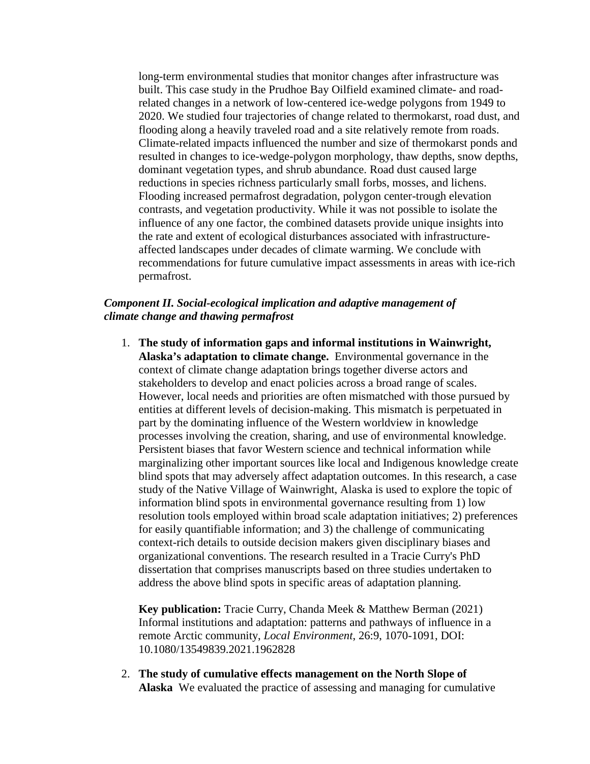long-term environmental studies that monitor changes after infrastructure was built. This case study in the Prudhoe Bay Oilfield examined climate- and road-related changes in a network of low-centered ice-wedge polygons from 1949 to 2020. We studied four trajectories of change related to thermokarst, road dust, and flooding along a heavily traveled road and a site relatively remote from roads. Climate-related impacts influenced the number and size of thermokarst ponds and resulted in changes to ice-wedge-polygon morphology, thaw depths, snow depths, dominant vegetation types, and shrub abundance. Road dust caused large reductions in species richness particularly small forbs, mosses, and lichens. Flooding increased permafrost degradation, polygon center-trough elevation contrasts, and vegetation productivity. While it was not possible to isolate the influence of any one factor, the combined datasets provide unique insights into the rate and extent of ecological disturbances associated with infrastructure-affected landscapes under decades of climate warming. We conclude with recommendations for future cumulative impact assessments in areas with ice-rich permafrost.

***Component II. Social-ecological implication and adaptive management of climate change and thawing permafrost***

1. **The study of information gaps and informal institutions in Wainwright, Alaska's adaptation to climate change.** Environmental governance in the context of climate change adaptation brings together diverse actors and stakeholders to develop and enact policies across a broad range of scales. However, local needs and priorities are often mismatched with those pursued by entities at different levels of decision-making. This mismatch is perpetuated in part by the dominating influence of the Western worldview in knowledge processes involving the creation, sharing, and use of environmental knowledge. Persistent biases that favor Western science and technical information while marginalizing other important sources like local and Indigenous knowledge create blind spots that may adversely affect adaptation outcomes. In this research, a case study of the Native Village of Wainwright, Alaska is used to explore the topic of information blind spots in environmental governance resulting from 1) low resolution tools employed within broad scale adaptation initiatives; 2) preferences for easily quantifiable information; and 3) the challenge of communicating context-rich details to outside decision makers given disciplinary biases and organizational conventions. The research resulted in a Tracie Curry's PhD dissertation that comprises manuscripts based on three studies undertaken to address the above blind spots in specific areas of adaptation planning.

   **Key publication:** Tracie Curry, Chanda Meek & Matthew Berman (2021) Informal institutions and adaptation: patterns and pathways of influence in a remote Arctic community, *Local Environment*, 26:9, 1070-1091, DOI: 10.1080/13549839.2021.1962828

2. **The study of cumulative effects management on the North Slope of Alaska** We evaluated the practice of assessing and managing for cumulative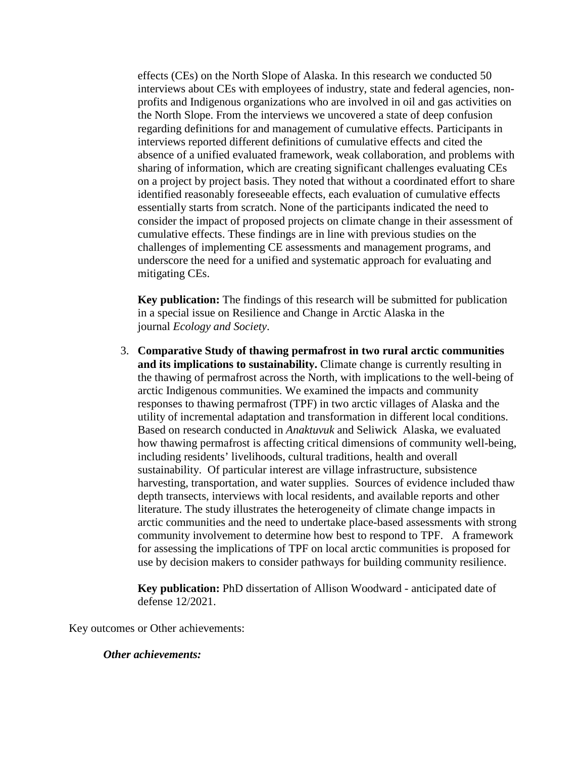effects (CEs) on the North Slope of Alaska. In this research we conducted 50 interviews about CEs with employees of industry, state and federal agencies, non-profits and Indigenous organizations who are involved in oil and gas activities on the North Slope. From the interviews we uncovered a state of deep confusion regarding definitions for and management of cumulative effects. Participants in interviews reported different definitions of cumulative effects and cited the absence of a unified evaluated framework, weak collaboration, and problems with sharing of information, which are creating significant challenges evaluating CEs on a project by project basis. They noted that without a coordinated effort to share identified reasonably foreseeable effects, each evaluation of cumulative effects essentially starts from scratch. None of the participants indicated the need to consider the impact of proposed projects on climate change in their assessment of cumulative effects. These findings are in line with previous studies on the challenges of implementing CE assessments and management programs, and underscore the need for a unified and systematic approach for evaluating and mitigating CEs.

**Key publication:** The findings of this research will be submitted for publication in a special issue on Resilience and Change in Arctic Alaska in the journal *Ecology and Society*.

3. **Comparative Study of thawing permafrost in two rural arctic communities and its implications to sustainability.** Climate change is currently resulting in the thawing of permafrost across the North, with implications to the well-being of arctic Indigenous communities. We examined the impacts and community responses to thawing permafrost (TPF) in two arctic villages of Alaska and the utility of incremental adaptation and transformation in different local conditions. Based on research conducted in *Anaktuvuk* and Seliwick Alaska, we evaluated how thawing permafrost is affecting critical dimensions of community well-being, including residents' livelihoods, cultural traditions, health and overall sustainability. Of particular interest are village infrastructure, subsistence harvesting, transportation, and water supplies. Sources of evidence included thaw depth transects, interviews with local residents, and available reports and other literature. The study illustrates the heterogeneity of climate change impacts in arctic communities and the need to undertake place-based assessments with strong community involvement to determine how best to respond to TPF. A framework for assessing the implications of TPF on local arctic communities is proposed for use by decision makers to consider pathways for building community resilience.

   **Key publication:** PhD dissertation of Allison Woodward - anticipated date of defense 12/2021.

Key outcomes or Other achievements:

***Other achievements:***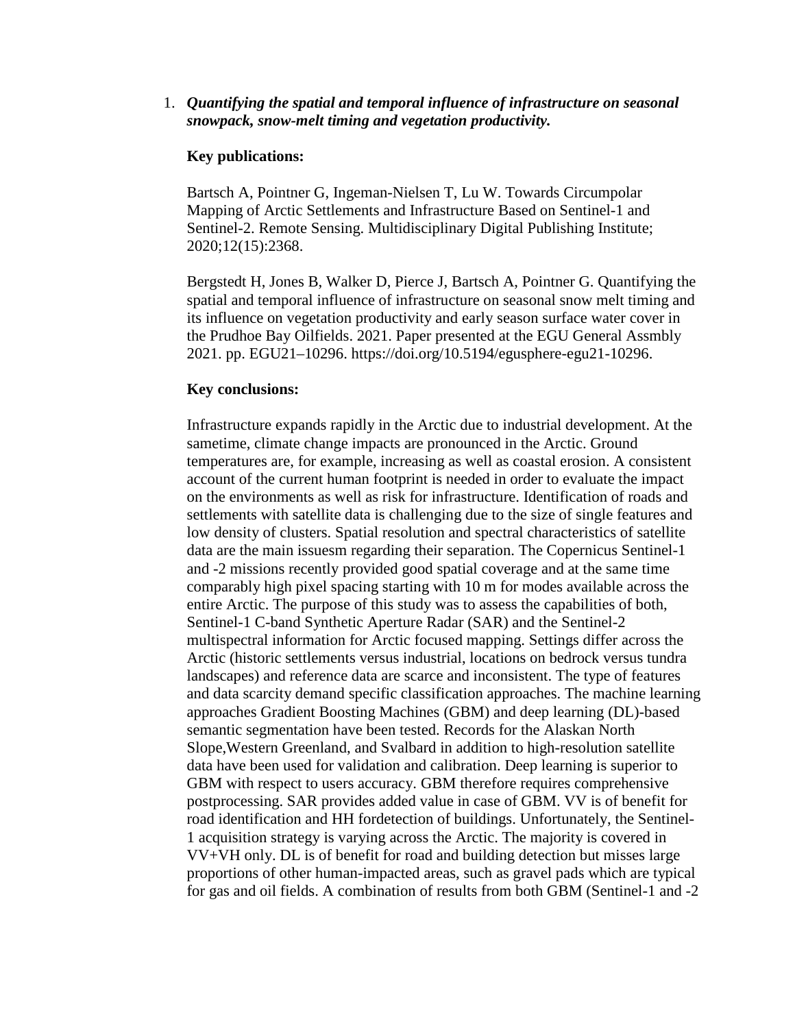1. ***Quantifying the spatial and temporal influence of infrastructure on seasonal snowpack, snow-melt timing and vegetation productivity.***

   **Key publications:**

   Bartsch A, Pointner G, Ingeman-Nielsen T, Lu W. Towards Circumpolar Mapping of Arctic Settlements and Infrastructure Based on Sentinel-1 and Sentinel-2. Remote Sensing. Multidisciplinary Digital Publishing Institute; 2020;12(15):2368.

   Bergstedt H, Jones B, Walker D, Pierce J, Bartsch A, Pointner G. Quantifying the spatial and temporal influence of infrastructure on seasonal snow melt timing and its influence on vegetation productivity and early season surface water cover in the Prudhoe Bay Oilfields. 2021. Paper presented at the EGU General Assmbly 2021. pp. EGU21–10296. https://doi.org/10.5194/egusphere-egu21-10296.

   **Key conclusions:**

   Infrastructure expands rapidly in the Arctic due to industrial development. At the sametime, climate change impacts are pronounced in the Arctic. Ground temperatures are, for example, increasing as well as coastal erosion. A consistent account of the current human footprint is needed in order to evaluate the impact on the environments as well as risk for infrastructure. Identification of roads and settlements with satellite data is challenging due to the size of single features and low density of clusters. Spatial resolution and spectral characteristics of satellite data are the main issuesm regarding their separation. The Copernicus Sentinel-1 and -2 missions recently provided good spatial coverage and at the same time comparably high pixel spacing starting with 10 m for modes available across the entire Arctic. The purpose of this study was to assess the capabilities of both, Sentinel-1 C-band Synthetic Aperture Radar (SAR) and the Sentinel-2 multispectral information for Arctic focused mapping. Settings differ across the Arctic (historic settlements versus industrial, locations on bedrock versus tundra landscapes) and reference data are scarce and inconsistent. The type of features and data scarcity demand specific classification approaches. The machine learning approaches Gradient Boosting Machines (GBM) and deep learning (DL)-based semantic segmentation have been tested. Records for the Alaskan North Slope,Western Greenland, and Svalbard in addition to high-resolution satellite data have been used for validation and calibration. Deep learning is superior to GBM with respect to users accuracy. GBM therefore requires comprehensive postprocessing. SAR provides added value in case of GBM. VV is of benefit for road identification and HH fordetection of buildings. Unfortunately, the Sentinel-1 acquisition strategy is varying across the Arctic. The majority is covered in VV+VH only. DL is of benefit for road and building detection but misses large proportions of other human-impacted areas, such as gravel pads which are typical for gas and oil fields. A combination of results from both GBM (Sentinel-1 and -2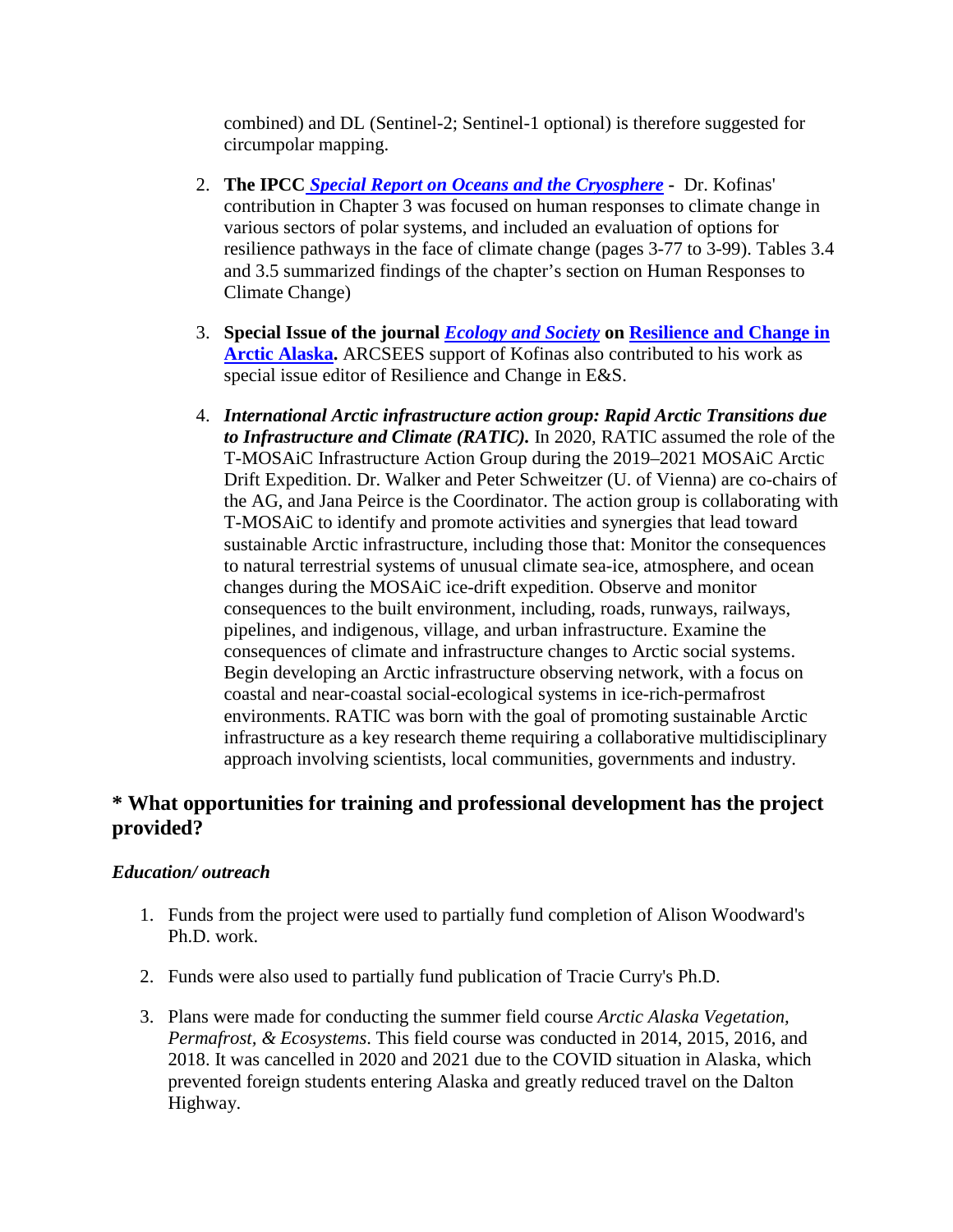combined) and DL (Sentinel-2; Sentinel-1 optional) is therefore suggested for circumpolar mapping.

2. **The IPCC *Special Report on Oceans and the Cryosphere* -** Dr. Kofinas' contribution in Chapter 3 was focused on human responses to climate change in various sectors of polar systems, and included an evaluation of options for resilience pathways in the face of climate change (pages 3-77 to 3-99). Tables 3.4 and 3.5 summarized findings of the chapter's section on Human Responses to Climate Change)

3. **Special Issue of the journal *Ecology and Society* on Resilience and Change in Arctic Alaska.** ARCSEES support of Kofinas also contributed to his work as special issue editor of Resilience and Change in E&S.

4. ***International Arctic infrastructure action group: Rapid Arctic Transitions due to Infrastructure and Climate (RATIC).*** In 2020, RATIC assumed the role of the T-MOSAiC Infrastructure Action Group during the 2019–2021 MOSAiC Arctic Drift Expedition. Dr. Walker and Peter Schweitzer (U. of Vienna) are co-chairs of the AG, and Jana Peirce is the Coordinator. The action group is collaborating with T-MOSAiC to identify and promote activities and synergies that lead toward sustainable Arctic infrastructure, including those that: Monitor the consequences to natural terrestrial systems of unusual climate sea-ice, atmosphere, and ocean changes during the MOSAiC ice-drift expedition. Observe and monitor consequences to the built environment, including, roads, runways, railways, pipelines, and indigenous, village, and urban infrastructure. Examine the consequences of climate and infrastructure changes to Arctic social systems. Begin developing an Arctic infrastructure observing network, with a focus on coastal and near-coastal social-ecological systems in ice-rich-permafrost environments. RATIC was born with the goal of promoting sustainable Arctic infrastructure as a key research theme requiring a collaborative multidisciplinary approach involving scientists, local communities, governments and industry.

## * What opportunities for training and professional development has the project provided?

***Education/ outreach***

1. Funds from the project were used to partially fund completion of Alison Woodward's Ph.D. work.

2. Funds were also used to partially fund publication of Tracie Curry's Ph.D.

3. Plans were made for conducting the summer field course *Arctic Alaska Vegetation, Permafrost, & Ecosystems*. This field course was conducted in 2014, 2015, 2016, and 2018. It was cancelled in 2020 and 2021 due to the COVID situation in Alaska, which prevented foreign students entering Alaska and greatly reduced travel on the Dalton Highway.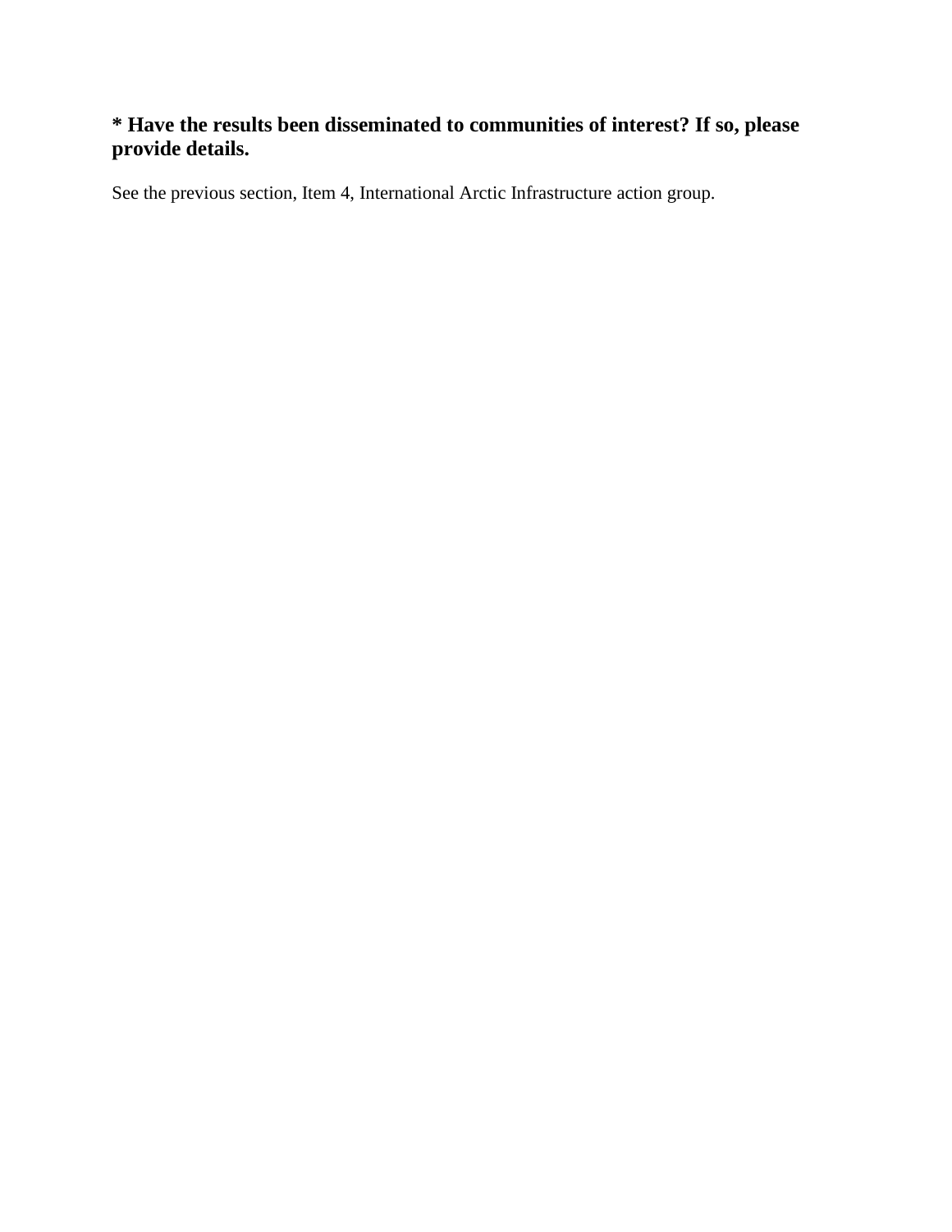### * Have the results been disseminated to communities of interest? If so, please provide details.

See the previous section, Item 4, International Arctic Infrastructure action group.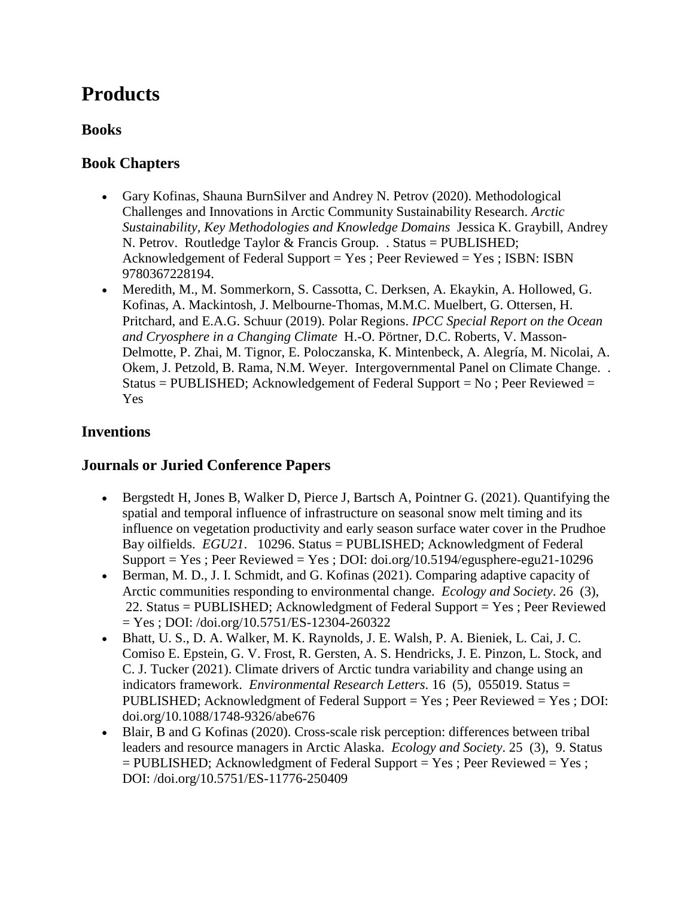# Products

## Books

## Book Chapters

- Gary Kofinas, Shauna BurnSilver and Andrey N. Petrov (2020). Methodological Challenges and Innovations in Arctic Community Sustainability Research. *Arctic Sustainability, Key Methodologies and Knowledge Domains* Jessica K. Graybill, Andrey N. Petrov. Routledge Taylor & Francis Group. . Status = PUBLISHED; Acknowledgement of Federal Support = Yes ; Peer Reviewed = Yes ; ISBN: ISBN 9780367228194.
- Meredith, M., M. Sommerkorn, S. Cassotta, C. Derksen, A. Ekaykin, A. Hollowed, G. Kofinas, A. Mackintosh, J. Melbourne-Thomas, M.M.C. Muelbert, G. Ottersen, H. Pritchard, and E.A.G. Schuur (2019). Polar Regions. *IPCC Special Report on the Ocean and Cryosphere in a Changing Climate* H.-O. Pörtner, D.C. Roberts, V. Masson-Delmotte, P. Zhai, M. Tignor, E. Poloczanska, K. Mintenbeck, A. Alegría, M. Nicolai, A. Okem, J. Petzold, B. Rama, N.M. Weyer. Intergovernmental Panel on Climate Change. . Status = PUBLISHED; Acknowledgement of Federal Support = No ; Peer Reviewed = Yes

## Inventions

## Journals or Juried Conference Papers

- Bergstedt H, Jones B, Walker D, Pierce J, Bartsch A, Pointner G. (2021). Quantifying the spatial and temporal influence of infrastructure on seasonal snow melt timing and its influence on vegetation productivity and early season surface water cover in the Prudhoe Bay oilfields. *EGU21*. 10296. Status = PUBLISHED; Acknowledgment of Federal Support = Yes ; Peer Reviewed = Yes ; DOI: doi.org/10.5194/egusphere-egu21-10296
- Berman, M. D., J. I. Schmidt, and G. Kofinas (2021). Comparing adaptive capacity of Arctic communities responding to environmental change. *Ecology and Society*. 26 (3), 22. Status = PUBLISHED; Acknowledgment of Federal Support = Yes ; Peer Reviewed = Yes ; DOI: /doi.org/10.5751/ES-12304-260322
- Bhatt, U. S., D. A. Walker, M. K. Raynolds, J. E. Walsh, P. A. Bieniek, L. Cai, J. C. Comiso E. Epstein, G. V. Frost, R. Gersten, A. S. Hendricks, J. E. Pinzon, L. Stock, and C. J. Tucker (2021). Climate drivers of Arctic tundra variability and change using an indicators framework. *Environmental Research Letters*. 16 (5), 055019. Status = PUBLISHED; Acknowledgment of Federal Support = Yes ; Peer Reviewed = Yes ; DOI: doi.org/10.1088/1748-9326/abe676
- Blair, B and G Kofinas (2020). Cross-scale risk perception: differences between tribal leaders and resource managers in Arctic Alaska. *Ecology and Society*. 25 (3), 9. Status = PUBLISHED; Acknowledgment of Federal Support = Yes ; Peer Reviewed = Yes ; DOI: /doi.org/10.5751/ES-11776-250409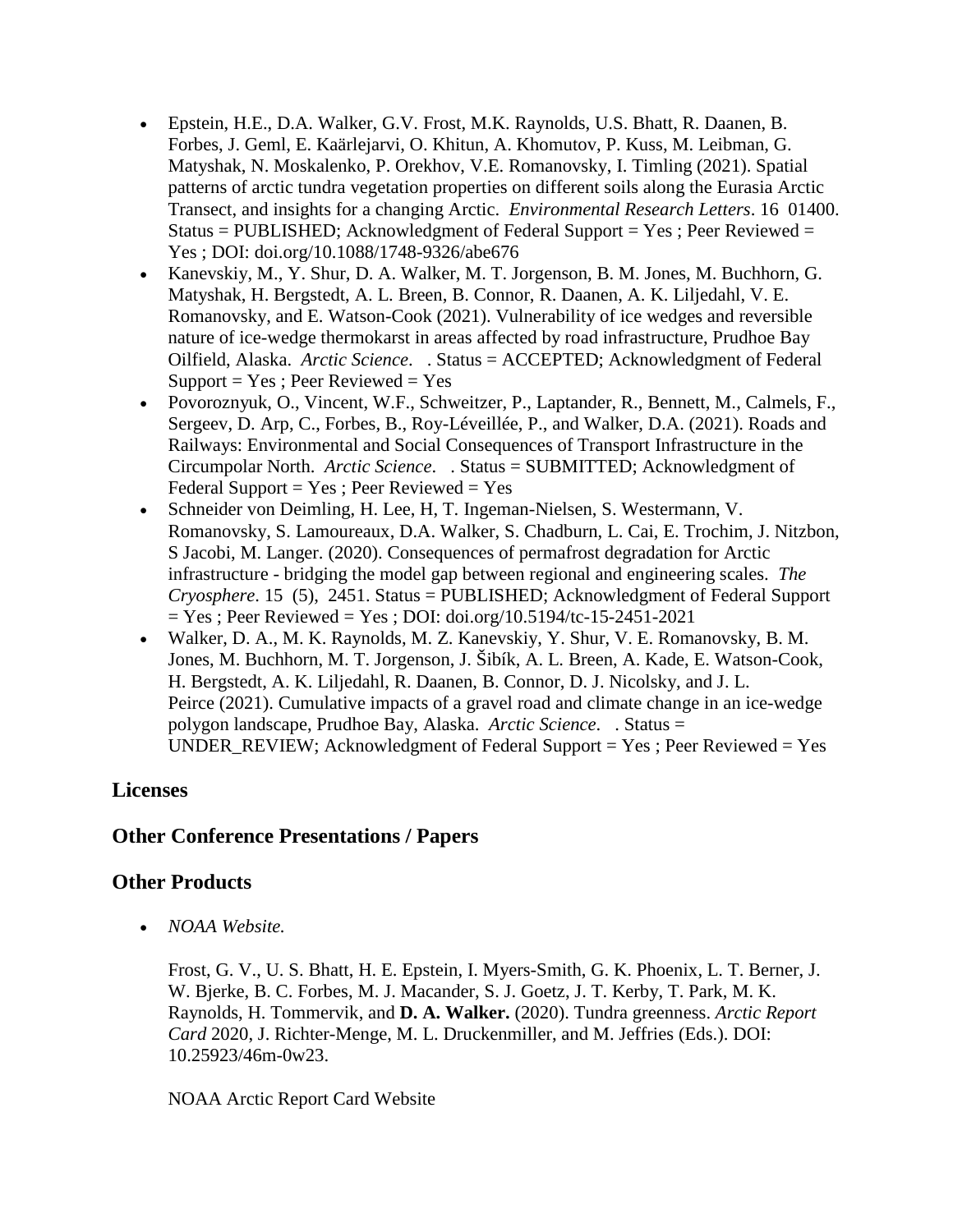- Epstein, H.E., D.A. Walker, G.V. Frost, M.K. Raynolds, U.S. Bhatt, R. Daanen, B. Forbes, J. Geml, E. Kaärlejarvi, O. Khitun, A. Khomutov, P. Kuss, M. Leibman, G. Matyshak, N. Moskalenko, P. Orekhov, V.E. Romanovsky, I. Timling (2021). Spatial patterns of arctic tundra vegetation properties on different soils along the Eurasia Arctic Transect, and insights for a changing Arctic. *Environmental Research Letters*. 16 01400. Status = PUBLISHED; Acknowledgment of Federal Support = Yes ; Peer Reviewed = Yes ; DOI: doi.org/10.1088/1748-9326/abe676
- Kanevskiy, M., Y. Shur, D. A. Walker, M. T. Jorgenson, B. M. Jones, M. Buchhorn, G. Matyshak, H. Bergstedt, A. L. Breen, B. Connor, R. Daanen, A. K. Liljedahl, V. E. Romanovsky, and E. Watson-Cook (2021). Vulnerability of ice wedges and reversible nature of ice-wedge thermokarst in areas affected by road infrastructure, Prudhoe Bay Oilfield, Alaska. *Arctic Science*. . Status = ACCEPTED; Acknowledgment of Federal Support = Yes ; Peer Reviewed = Yes
- Povoroznyuk, O., Vincent, W.F., Schweitzer, P., Laptander, R., Bennett, M., Calmels, F., Sergeev, D. Arp, C., Forbes, B., Roy-Léveillée, P., and Walker, D.A. (2021). Roads and Railways: Environmental and Social Consequences of Transport Infrastructure in the Circumpolar North. *Arctic Science*. . Status = SUBMITTED; Acknowledgment of Federal Support = Yes ; Peer Reviewed = Yes
- Schneider von Deimling, H. Lee, H, T. Ingeman-Nielsen, S. Westermann, V. Romanovsky, S. Lamoureaux, D.A. Walker, S. Chadburn, L. Cai, E. Trochim, J. Nitzbon, S Jacobi, M. Langer. (2020). Consequences of permafrost degradation for Arctic infrastructure - bridging the model gap between regional and engineering scales. *The Cryosphere*. 15 (5), 2451. Status = PUBLISHED; Acknowledgment of Federal Support = Yes ; Peer Reviewed = Yes ; DOI: doi.org/10.5194/tc-15-2451-2021
- Walker, D. A., M. K. Raynolds, M. Z. Kanevskiy, Y. Shur, V. E. Romanovsky, B. M. Jones, M. Buchhorn, M. T. Jorgenson, J. Šibík, A. L. Breen, A. Kade, E. Watson-Cook, H. Bergstedt, A. K. Liljedahl, R. Daanen, B. Connor, D. J. Nicolsky, and J. L. Peirce (2021). Cumulative impacts of a gravel road and climate change in an ice-wedge polygon landscape, Prudhoe Bay, Alaska. *Arctic Science*. . Status = UNDER_REVIEW; Acknowledgment of Federal Support = Yes ; Peer Reviewed = Yes

## Licenses

## Other Conference Presentations / Papers

## Other Products

- *NOAA Website.*

  Frost, G. V., U. S. Bhatt, H. E. Epstein, I. Myers-Smith, G. K. Phoenix, L. T. Berner, J. W. Bjerke, B. C. Forbes, M. J. Macander, S. J. Goetz, J. T. Kerby, T. Park, M. K. Raynolds, H. Tommervik, and **D. A. Walker.** (2020). Tundra greenness. *Arctic Report Card* 2020, J. Richter-Menge, M. L. Druckenmiller, and M. Jeffries (Eds.). DOI: 10.25923/46m-0w23.

  NOAA Arctic Report Card Website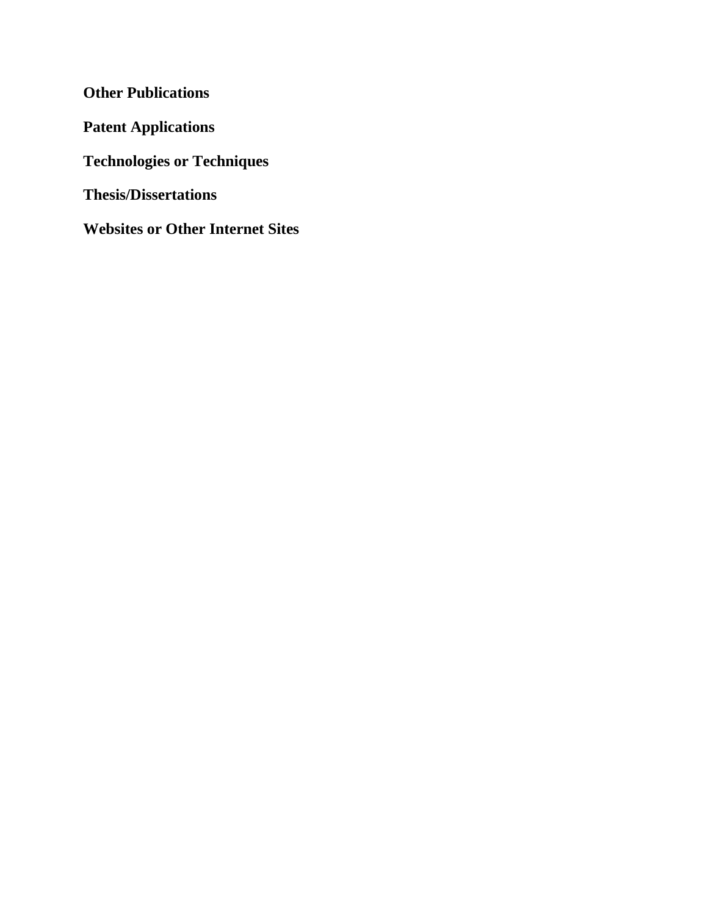**Other Publications**

**Patent Applications**

**Technologies or Techniques**

**Thesis/Dissertations**

**Websites or Other Internet Sites**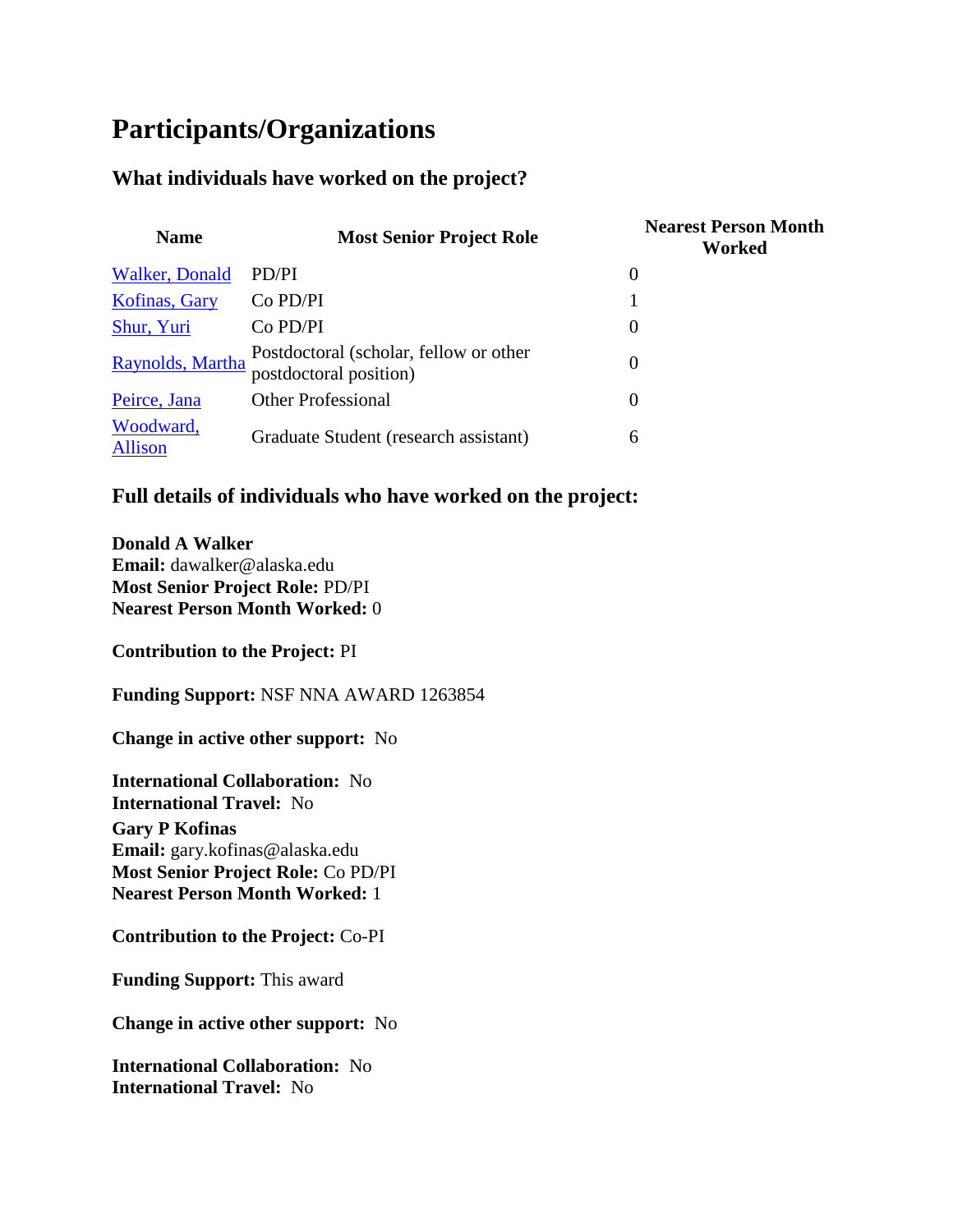# Participants/Organizations

### What individuals have worked on the project?

| Name | Most Senior Project Role | Nearest Person Month Worked |
|---|---|---|
| Walker, Donald | PD/PI | 0 |
| Kofinas, Gary | Co PD/PI | 1 |
| Shur, Yuri | Co PD/PI | 0 |
| Raynolds, Martha | Postdoctoral (scholar, fellow or other postdoctoral position) | 0 |
| Peirce, Jana | Other Professional | 0 |
| Woodward, Allison | Graduate Student (research assistant) | 6 |

### Full details of individuals who have worked on the project:

**Donald A Walker**
**Email:** dawalker@alaska.edu
**Most Senior Project Role:** PD/PI
**Nearest Person Month Worked:** 0

**Contribution to the Project:** PI

**Funding Support:** NSF NNA AWARD 1263854

**Change in active other support:** No

**International Collaboration:** No
**International Travel:** No

**Gary P Kofinas**
**Email:** gary.kofinas@alaska.edu
**Most Senior Project Role:** Co PD/PI
**Nearest Person Month Worked:** 1

**Contribution to the Project:** Co-PI

**Funding Support:** This award

**Change in active other support:** No

**International Collaboration:** No
**International Travel:** No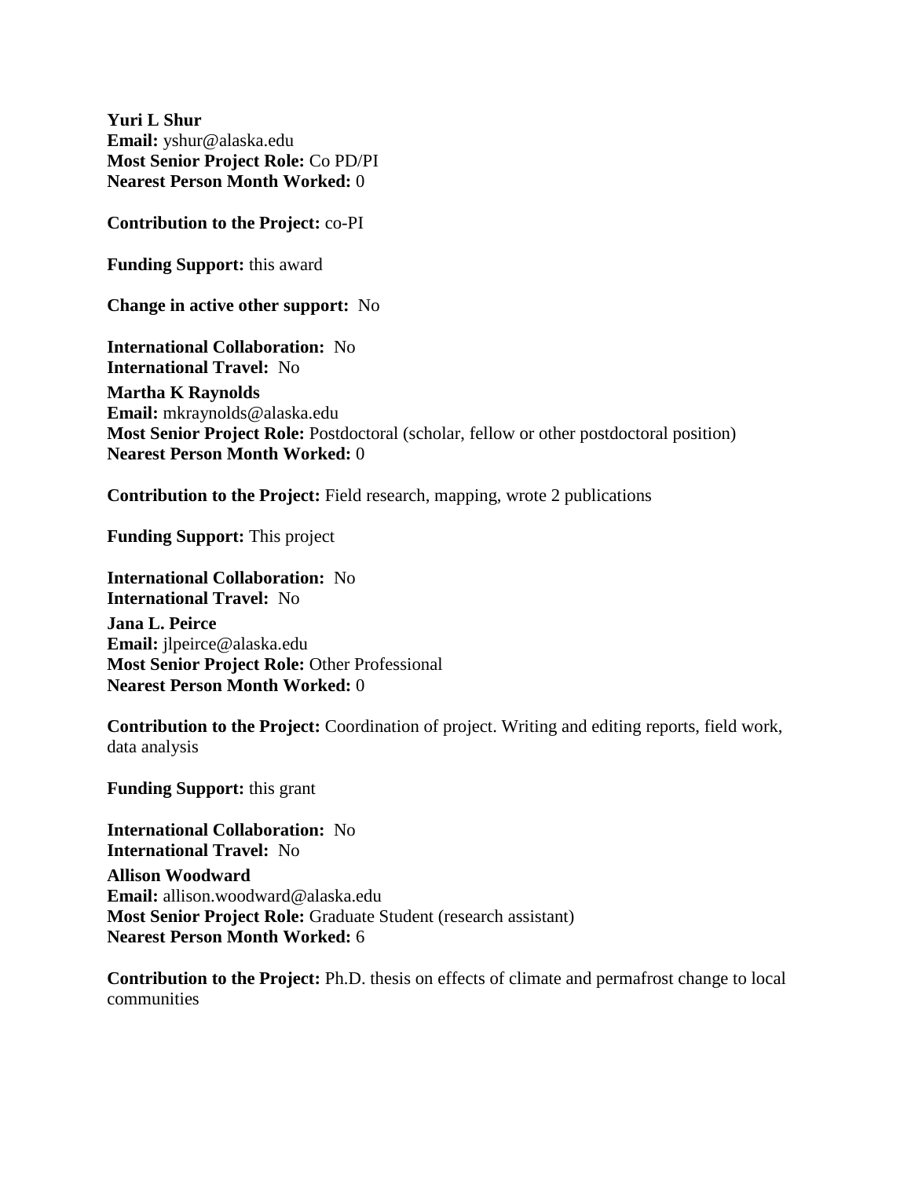**Yuri L Shur**
**Email:** yshur@alaska.edu
**Most Senior Project Role:** Co PD/PI
**Nearest Person Month Worked:** 0

**Contribution to the Project:** co-PI

**Funding Support:** this award

**Change in active other support:** No

**International Collaboration:** No
**International Travel:** No

**Martha K Raynolds**
**Email:** mkraynolds@alaska.edu
**Most Senior Project Role:** Postdoctoral (scholar, fellow or other postdoctoral position)
**Nearest Person Month Worked:** 0

**Contribution to the Project:** Field research, mapping, wrote 2 publications

**Funding Support:** This project

**International Collaboration:** No
**International Travel:** No

**Jana L. Peirce**
**Email:** jlpeirce@alaska.edu
**Most Senior Project Role:** Other Professional
**Nearest Person Month Worked:** 0

**Contribution to the Project:** Coordination of project. Writing and editing reports, field work, data analysis

**Funding Support:** this grant

**International Collaboration:** No
**International Travel:** No

**Allison Woodward**
**Email:** allison.woodward@alaska.edu
**Most Senior Project Role:** Graduate Student (research assistant)
**Nearest Person Month Worked:** 6

**Contribution to the Project:** Ph.D. thesis on effects of climate and permafrost change to local communities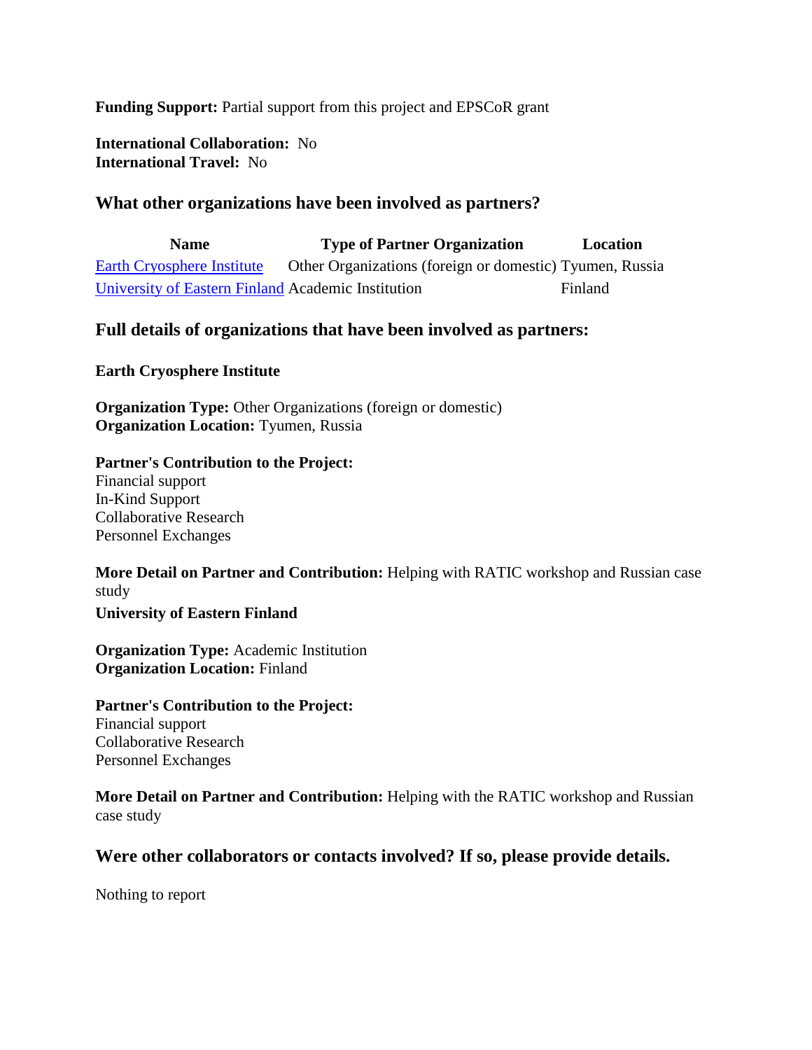**Funding Support:** Partial support from this project and EPSCoR grant

**International Collaboration:** No
**International Travel:** No

## What other organizations have been involved as partners?

| Name | Type of Partner Organization | Location |
|---|---|---|
| Earth Cryosphere Institute | Other Organizations (foreign or domestic) | Tyumen, Russia |
| University of Eastern Finland | Academic Institution | Finland |

## Full details of organizations that have been involved as partners:

**Earth Cryosphere Institute**

**Organization Type:** Other Organizations (foreign or domestic)
**Organization Location:** Tyumen, Russia

**Partner's Contribution to the Project:**
Financial support
In-Kind Support
Collaborative Research
Personnel Exchanges

**More Detail on Partner and Contribution:** Helping with RATIC workshop and Russian case study

**University of Eastern Finland**

**Organization Type:** Academic Institution
**Organization Location:** Finland

**Partner's Contribution to the Project:**
Financial support
Collaborative Research
Personnel Exchanges

**More Detail on Partner and Contribution:** Helping with the RATIC workshop and Russian case study

## Were other collaborators or contacts involved? If so, please provide details.

Nothing to report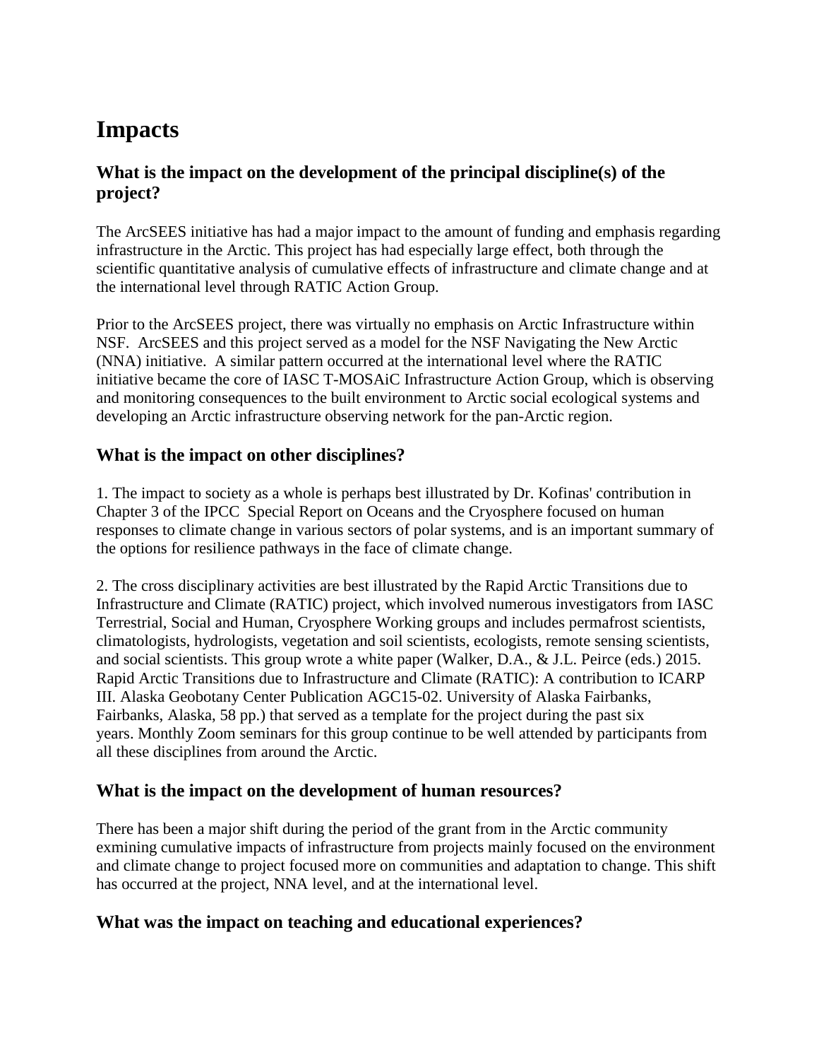# Impacts

### What is the impact on the development of the principal discipline(s) of the project?

The ArcSEES initiative has had a major impact to the amount of funding and emphasis regarding infrastructure in the Arctic. This project has had especially large effect, both through the scientific quantitative analysis of cumulative effects of infrastructure and climate change and at the international level through RATIC Action Group.

Prior to the ArcSEES project, there was virtually no emphasis on Arctic Infrastructure within NSF. ArcSEES and this project served as a model for the NSF Navigating the New Arctic (NNA) initiative. A similar pattern occurred at the international level where the RATIC initiative became the core of IASC T-MOSAiC Infrastructure Action Group, which is observing and monitoring consequences to the built environment to Arctic social ecological systems and developing an Arctic infrastructure observing network for the pan-Arctic region.

### What is the impact on other disciplines?

1. The impact to society as a whole is perhaps best illustrated by Dr. Kofinas' contribution in Chapter 3 of the IPCC Special Report on Oceans and the Cryosphere focused on human responses to climate change in various sectors of polar systems, and is an important summary of the options for resilience pathways in the face of climate change.

2. The cross disciplinary activities are best illustrated by the Rapid Arctic Transitions due to Infrastructure and Climate (RATIC) project, which involved numerous investigators from IASC Terrestrial, Social and Human, Cryosphere Working groups and includes permafrost scientists, climatologists, hydrologists, vegetation and soil scientists, ecologists, remote sensing scientists, and social scientists. This group wrote a white paper (Walker, D.A., & J.L. Peirce (eds.) 2015. Rapid Arctic Transitions due to Infrastructure and Climate (RATIC): A contribution to ICARP III. Alaska Geobotany Center Publication AGC15-02. University of Alaska Fairbanks, Fairbanks, Alaska, 58 pp.) that served as a template for the project during the past six years. Monthly Zoom seminars for this group continue to be well attended by participants from all these disciplines from around the Arctic.

### What is the impact on the development of human resources?

There has been a major shift during the period of the grant from in the Arctic community exmining cumulative impacts of infrastructure from projects mainly focused on the environment and climate change to project focused more on communities and adaptation to change. This shift has occurred at the project, NNA level, and at the international level.

### What was the impact on teaching and educational experiences?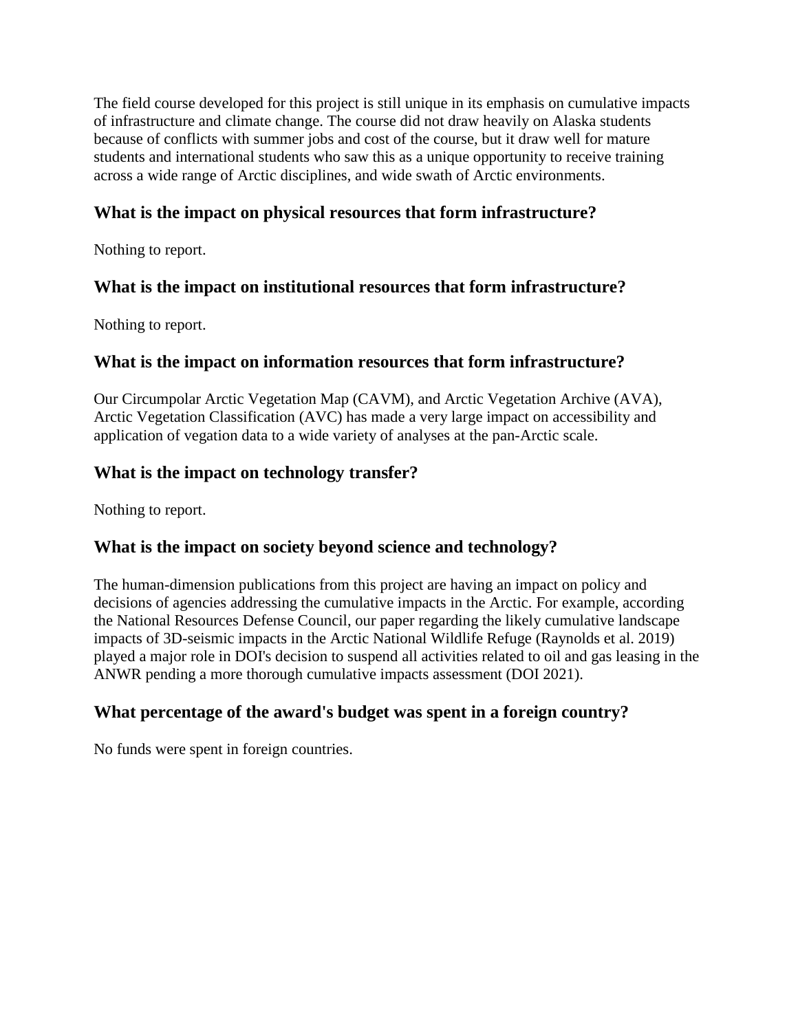The field course developed for this project is still unique in its emphasis on cumulative impacts of infrastructure and climate change. The course did not draw heavily on Alaska students because of conflicts with summer jobs and cost of the course, but it draw well for mature students and international students who saw this as a unique opportunity to receive training across a wide range of Arctic disciplines, and wide swath of Arctic environments.

### What is the impact on physical resources that form infrastructure?

Nothing to report.

### What is the impact on institutional resources that form infrastructure?

Nothing to report.

### What is the impact on information resources that form infrastructure?

Our Circumpolar Arctic Vegetation Map (CAVM), and Arctic Vegetation Archive (AVA), Arctic Vegetation Classification (AVC) has made a very large impact on accessibility and application of vegation data to a wide variety of analyses at the pan-Arctic scale.

### What is the impact on technology transfer?

Nothing to report.

### What is the impact on society beyond science and technology?

The human-dimension publications from this project are having an impact on policy and decisions of agencies addressing the cumulative impacts in the Arctic. For example, according the National Resources Defense Council, our paper regarding the likely cumulative landscape impacts of 3D-seismic impacts in the Arctic National Wildlife Refuge (Raynolds et al. 2019) played a major role in DOI's decision to suspend all activities related to oil and gas leasing in the ANWR pending a more thorough cumulative impacts assessment (DOI 2021).

### What percentage of the award's budget was spent in a foreign country?

No funds were spent in foreign countries.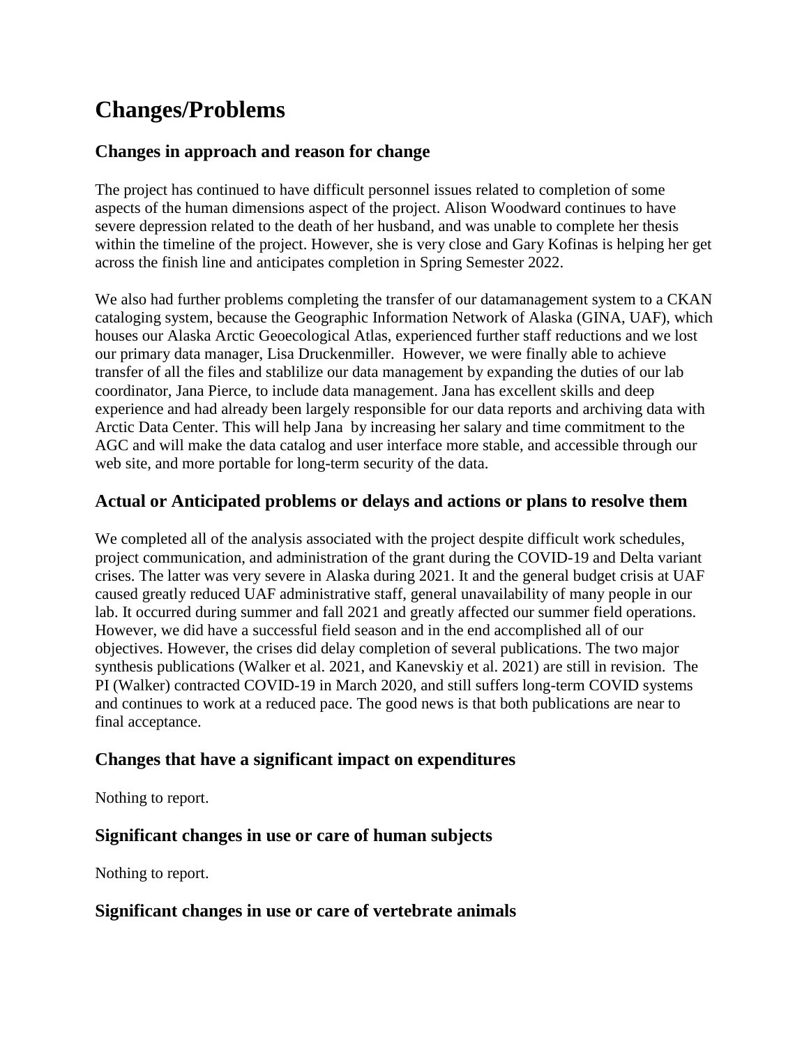# Changes/Problems

## Changes in approach and reason for change

The project has continued to have difficult personnel issues related to completion of some aspects of the human dimensions aspect of the project. Alison Woodward continues to have severe depression related to the death of her husband, and was unable to complete her thesis within the timeline of the project. However, she is very close and Gary Kofinas is helping her get across the finish line and anticipates completion in Spring Semester 2022.

We also had further problems completing the transfer of our datamanagement system to a CKAN cataloging system, because the Geographic Information Network of Alaska (GINA, UAF), which houses our Alaska Arctic Geoecological Atlas, experienced further staff reductions and we lost our primary data manager, Lisa Druckenmiller. However, we were finally able to achieve transfer of all the files and stablilize our data management by expanding the duties of our lab coordinator, Jana Pierce, to include data management. Jana has excellent skills and deep experience and had already been largely responsible for our data reports and archiving data with Arctic Data Center. This will help Jana by increasing her salary and time commitment to the AGC and will make the data catalog and user interface more stable, and accessible through our web site, and more portable for long-term security of the data.

## Actual or Anticipated problems or delays and actions or plans to resolve them

We completed all of the analysis associated with the project despite difficult work schedules, project communication, and administration of the grant during the COVID-19 and Delta variant crises. The latter was very severe in Alaska during 2021. It and the general budget crisis at UAF caused greatly reduced UAF administrative staff, general unavailability of many people in our lab. It occurred during summer and fall 2021 and greatly affected our summer field operations. However, we did have a successful field season and in the end accomplished all of our objectives. However, the crises did delay completion of several publications. The two major synthesis publications (Walker et al. 2021, and Kanevskiy et al. 2021) are still in revision. The PI (Walker) contracted COVID-19 in March 2020, and still suffers long-term COVID systems and continues to work at a reduced pace. The good news is that both publications are near to final acceptance.

## Changes that have a significant impact on expenditures

Nothing to report.

## Significant changes in use or care of human subjects

Nothing to report.

## Significant changes in use or care of vertebrate animals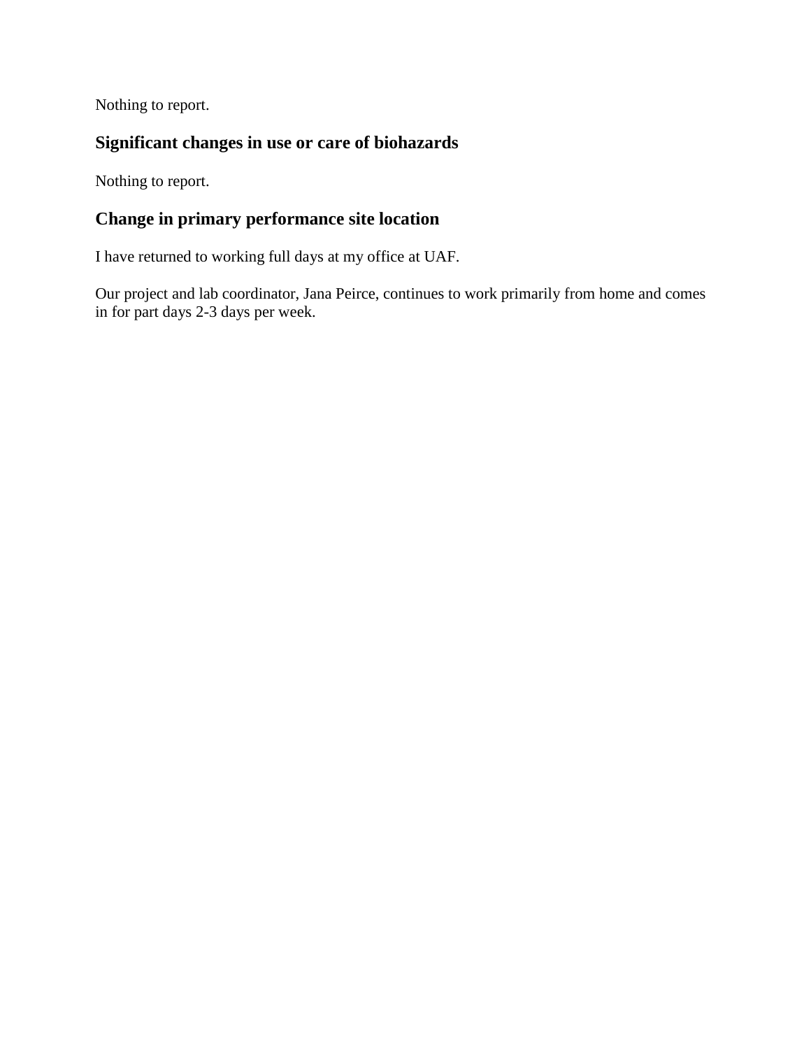Nothing to report.

## Significant changes in use or care of biohazards

Nothing to report.

## Change in primary performance site location

I have returned to working full days at my office at UAF.

Our project and lab coordinator, Jana Peirce, continues to work primarily from home and comes in for part days 2-3 days per week.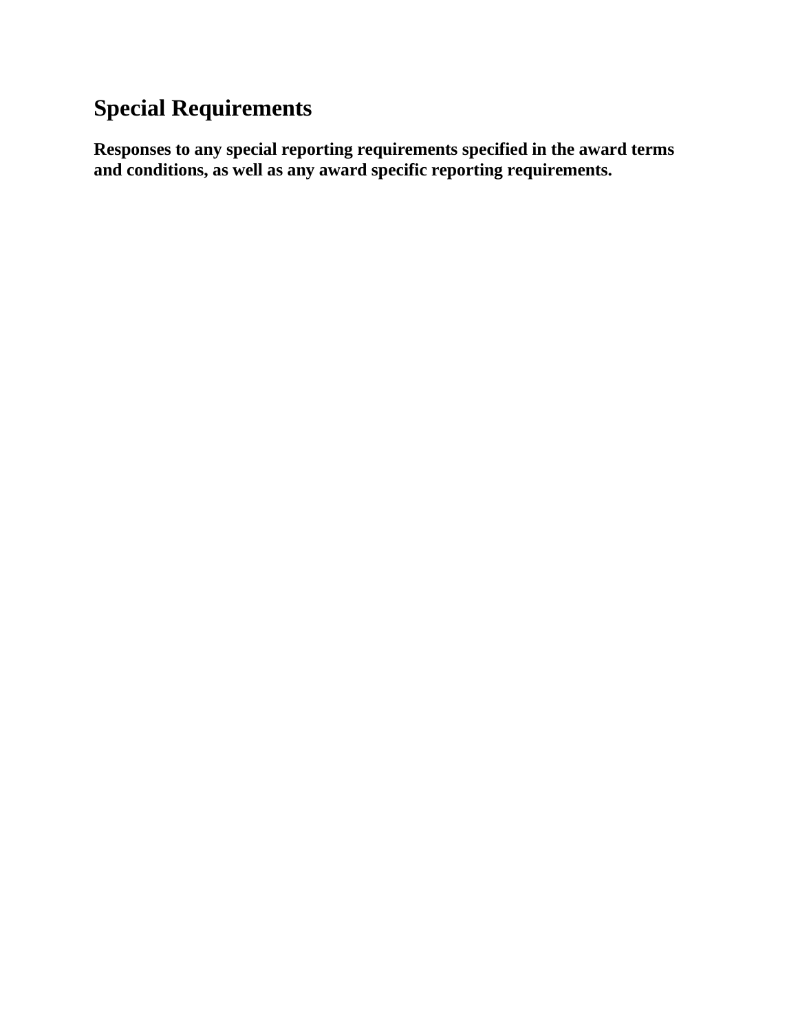# Special Requirements

**Responses to any special reporting requirements specified in the award terms and conditions, as well as any award specific reporting requirements.**